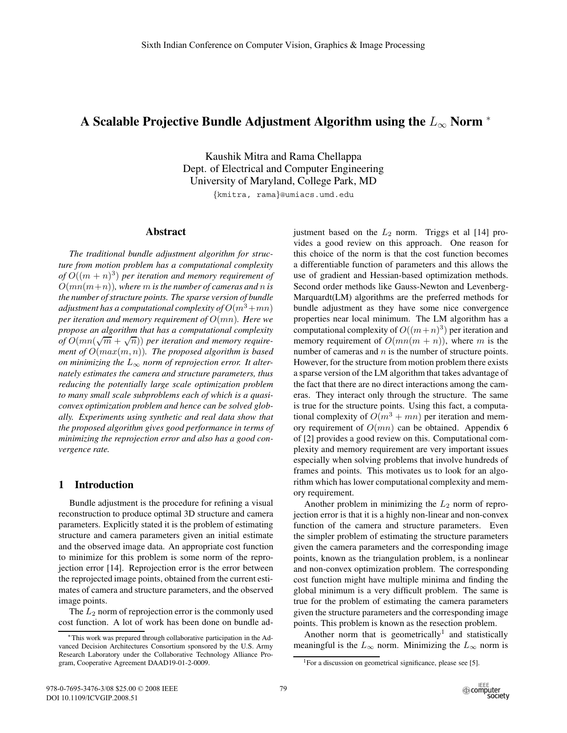# A Scalable Projective Bundle Adjustment Algorithm using the $L_\infty$ Norm *

Kaushik Mitra and Rama Chellappa
Dept. of Electrical and Computer Engineering
University of Maryland, College Park, MD

{kmitra, rama}@umiacs.umd.edu

## Abstract

*The traditional bundle adjustment algorithm for structure from motion problem has a computational complexity of $O((m+n)^3)$ per iteration and memory requirement of $O(mn(m+n))$, where $m$ is the number of cameras and $n$ is the number of structure points. The sparse version of bundle adjustment has a computational complexity of $O(m^3+mn)$ per iteration and memory requirement of $O(mn)$. Here we propose an algorithm that has a computational complexity of $O(mn(\sqrt{m}+\sqrt{n}))$ per iteration and memory requirement of $O(max(m,n))$. The proposed algorithm is based on minimizing the $L_\infty$ norm of reprojection error. It alternately estimates the camera and structure parameters, thus reducing the potentially large scale optimization problem to many small scale subproblems each of which is a quasi-convex optimization problem and hence can be solved globally. Experiments using synthetic and real data show that the proposed algorithm gives good performance in terms of minimizing the reprojection error and also has a good convergence rate.*

## 1 Introduction

Bundle adjustment is the procedure for refining a visual reconstruction to produce optimal 3D structure and camera parameters. Explicitly stated it is the problem of estimating structure and camera parameters given an initial estimate and the observed image data. An appropriate cost function to minimize for this problem is some norm of the reprojection error [14]. Reprojection error is the error between the reprojected image points, obtained from the current estimates of camera and structure parameters, and the observed image points.

The $L_2$ norm of reprojection error is the commonly used cost function. A lot of work has been done on bundle adjustment based on the $L_2$ norm. Triggs et al [14] provides a good review on this approach. One reason for this choice of the norm is that the cost function becomes a differentiable function of parameters and this allows the use of gradient and Hessian-based optimization methods. Second order methods like Gauss-Newton and Levenberg-Marquardt(LM) algorithms are the preferred methods for bundle adjustment as they have some nice convergence properties near local minimum. The LM algorithm has a computational complexity of $O((m+n)^3)$ per iteration and memory requirement of $O(mn(m+n))$, where $m$ is the number of cameras and $n$ is the number of structure points. However, for the structure from motion problem there exists a sparse version of the LM algorithm that takes advantage of the fact that there are no direct interactions among the cameras. They interact only through the structure. The same is true for the structure points. Using this fact, a computational complexity of $O(m^3+mn)$ per iteration and memory requirement of $O(mn)$ can be obtained. Appendix 6 of [2] provides a good review on this. Computational complexity and memory requirement are very important issues especially when solving problems that involve hundreds of frames and points. This motivates us to look for an algorithm which has lower computational complexity and memory requirement.

Another problem in minimizing the $L_2$ norm of reprojection error is that it is a highly non-linear and non-convex function of the camera and structure parameters. Even the simpler problem of estimating the structure parameters given the camera parameters and the corresponding image points, known as the triangulation problem, is a nonlinear and non-convex optimization problem. The corresponding cost function might have multiple minima and finding the global minimum is a very difficult problem. The same is true for the problem of estimating the camera parameters given the structure parameters and the corresponding image points. This problem is known as the resection problem.

Another norm that is geometrically[1] and statistically meaningful is the $L_\infty$ norm. Minimizing the $L_\infty$ norm is

*This work was prepared through collaborative participation in the Advanced Decision Architectures Consortium sponsored by the U.S. Army Research Laboratory under the Collaborative Technology Alliance Program, Cooperative Agreement DAAD19-01-2-0009.

[1] For a discussion on geometrical significance, please see [5].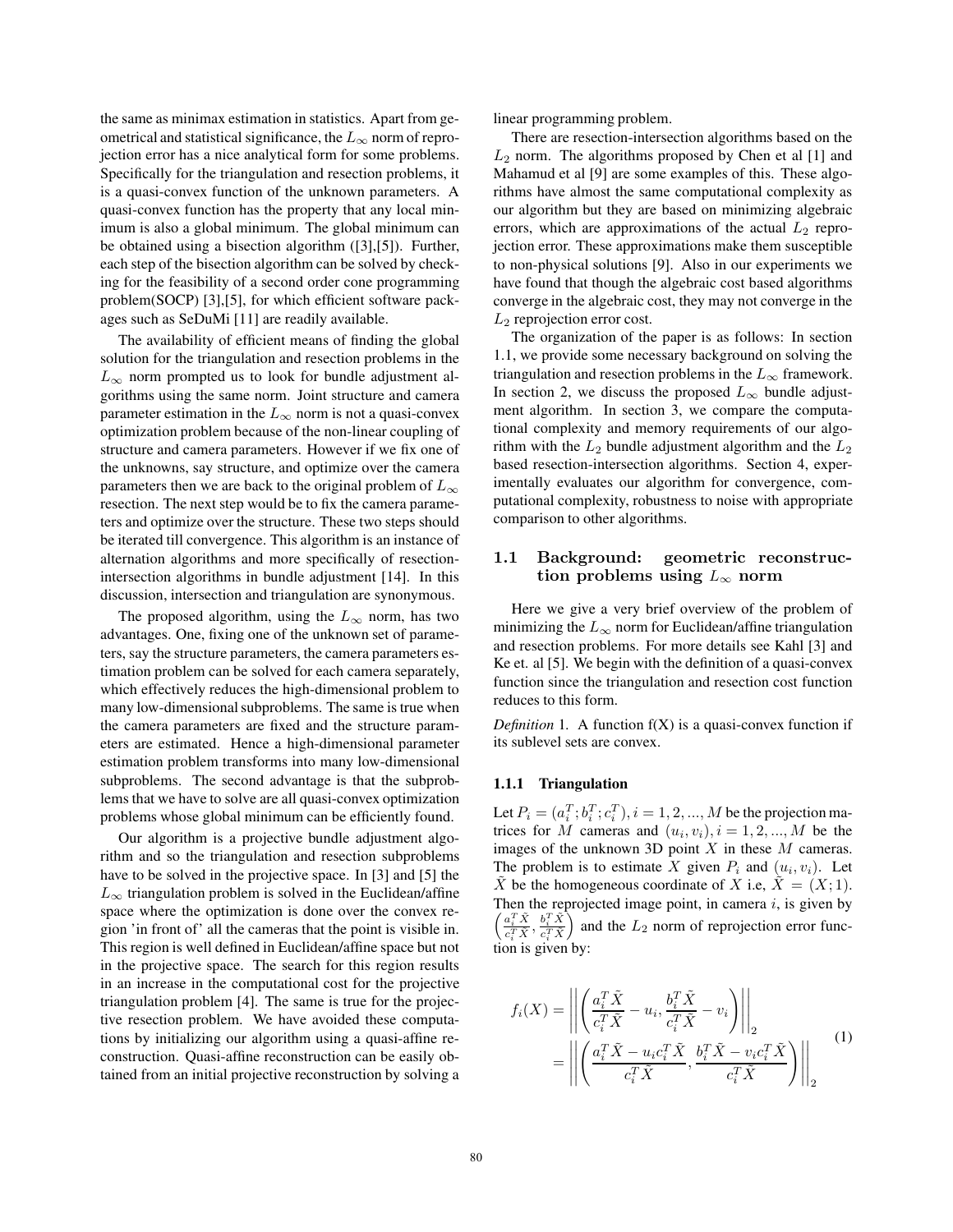the same as minimax estimation in statistics. Apart from geometrical and statistical significance, the $L_\infty$ norm of reprojection error has a nice analytical form for some problems. Specifically for the triangulation and resection problems, it is a quasi-convex function of the unknown parameters. A quasi-convex function has the property that any local minimum is also a global minimum. The global minimum can be obtained using a bisection algorithm ([3],[5]). Further, each step of the bisection algorithm can be solved by checking for the feasibility of a second order cone programming problem(SOCP) [3],[5], for which efficient software packages such as SeDuMi [11] are readily available.

The availability of efficient means of finding the global solution for the triangulation and resection problems in the $L_\infty$ norm prompted us to look for bundle adjustment algorithms using the same norm. Joint structure and camera parameter estimation in the $L_\infty$ norm is not a quasi-convex optimization problem because of the non-linear coupling of structure and camera parameters. However if we fix one of the unknowns, say structure, and optimize over the camera parameters then we are back to the original problem of $L_\infty$ resection. The next step would be to fix the camera parameters and optimize over the structure. These two steps should be iterated till convergence. This algorithm is an instance of alternation algorithms and more specifically of resection-intersection algorithms in bundle adjustment [14]. In this discussion, intersection and triangulation are synonymous.

The proposed algorithm, using the $L_\infty$ norm, has two advantages. One, fixing one of the unknown set of parameters, say the structure parameters, the camera parameters estimation problem can be solved for each camera separately, which effectively reduces the high-dimensional problem to many low-dimensional subproblems. The same is true when the camera parameters are fixed and the structure parameters are estimated. Hence a high-dimensional parameter estimation problem transforms into many low-dimensional subproblems. The second advantage is that the subproblems that we have to solve are all quasi-convex optimization problems whose global minimum can be efficiently found.

Our algorithm is a projective bundle adjustment algorithm and so the triangulation and resection subproblems have to be solved in the projective space. In [3] and [5] the $L_\infty$ triangulation problem is solved in the Euclidean/affine space where the optimization is done over the convex region 'in front of' all the cameras that the point is visible in. This region is well defined in Euclidean/affine space but not in the projective space. The search for this region results in an increase in the computational cost for the projective triangulation problem [4]. The same is true for the projective resection problem. We have avoided these computations by initializing our algorithm using a quasi-affine reconstruction. Quasi-affine reconstruction can be easily obtained from an initial projective reconstruction by solving a linear programming problem.

There are resection-intersection algorithms based on the $L_2$ norm. The algorithms proposed by Chen et al [1] and Mahamud et al [9] are some examples of this. These algorithms have almost the same computational complexity as our algorithm but they are based on minimizing algebraic errors, which are approximations of the actual $L_2$ reprojection error. These approximations make them susceptible to non-physical solutions [9]. Also in our experiments we have found that though the algebraic cost based algorithms converge in the algebraic cost, they may not converge in the $L_2$ reprojection error cost.

The organization of the paper is as follows: In section 1.1, we provide some necessary background on solving the triangulation and resection problems in the $L_\infty$ framework. In section 2, we discuss the proposed $L_\infty$ bundle adjustment algorithm. In section 3, we compare the computational complexity and memory requirements of our algorithm with the $L_2$ bundle adjustment algorithm and the $L_2$ based resection-intersection algorithms. Section 4, experimentally evaluates our algorithm for convergence, computational complexity, robustness to noise with appropriate comparison to other algorithms.

## 1.1 Background: geometric reconstruction problems using $L_\infty$ norm

Here we give a very brief overview of the problem of minimizing the $L_\infty$ norm for Euclidean/affine triangulation and resection problems. For more details see Kahl [3] and Ke et. al [5]. We begin with the definition of a quasi-convex function since the triangulation and resection cost function reduces to this form.

*Definition* 1. A function f(X) is a quasi-convex function if its sublevel sets are convex.

### 1.1.1 Triangulation

Let $P_i = (a_i^T; b_i^T; c_i^T), i = 1, 2, ..., M$ be the projection matrices for $M$ cameras and $(u_i, v_i), i = 1, 2, ..., M$ be the images of the unknown 3D point $X$ in these $M$ cameras. The problem is to estimate $X$ given $P_i$ and $(u_i, v_i)$. Let $\tilde{X}$ be the homogeneous coordinate of $X$ i.e, $\tilde{X} = (X; 1)$. Then the reprojected image point, in camera $i$, is given by $\left(\frac{a_i^T \tilde{X}}{c_i^T \tilde{X}}, \frac{b_i^T \tilde{X}}{c_i^T \tilde{X}}\right)$ and the $L_2$ norm of reprojection error function is given by:

$$
\begin{aligned}
f_i(X) &= \left\| \left( \frac{a_i^T \tilde{X}}{c_i^T \tilde{X}} - u_i, \frac{b_i^T \tilde{X}}{c_i^T \tilde{X}} - v_i \right) \right\|_2 \\
&= \left\| \left( \frac{a_i^T \tilde{X} - u_i c_i^T \tilde{X}}{c_i^T \tilde{X}}, \frac{b_i^T \tilde{X} - v_i c_i^T \tilde{X}}{c_i^T \tilde{X}} \right) \right\|_2
\end{aligned} \tag{1}
$$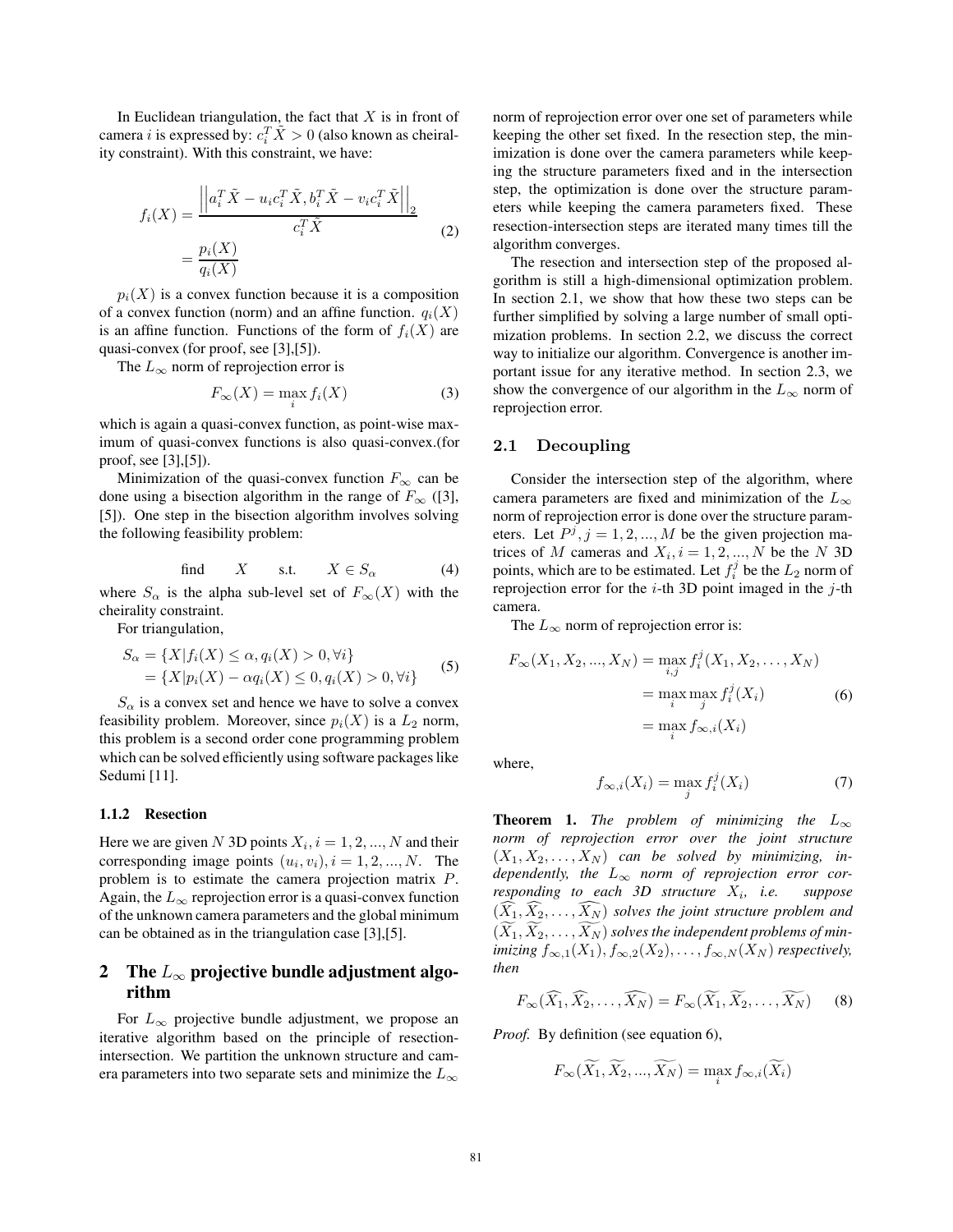In Euclidean triangulation, the fact that $X$ is in front of camera $i$ is expressed by: $c_i^T \tilde{X} > 0$ (also known as cheirality constraint). With this constraint, we have:

$$
\begin{aligned}
f_i(X) &= \frac{\left|\left|a_i^T \tilde{X} - u_i c_i^T \tilde{X}, b_i^T \tilde{X} - v_i c_i^T \tilde{X}\right|\right|_2}{c_i^T \tilde{X}} \\
&= \frac{p_i(X)}{q_i(X)}
\end{aligned} \tag{2}
$$

$p_i(X)$ is a convex function because it is a composition of a convex function (norm) and an affine function. $q_i(X)$ is an affine function. Functions of the form of $f_i(X)$ are quasi-convex (for proof, see [3],[5]).

The $L_\infty$ norm of reprojection error is

$$
F_\infty(X) = \max_i f_i(X) \tag{3}
$$

which is again a quasi-convex function, as point-wise maximum of quasi-convex functions is also quasi-convex.(for proof, see [3],[5]).

Minimization of the quasi-convex function $F_\infty$ can be done using a bisection algorithm in the range of $F_\infty$ ([3], [5]). One step in the bisection algorithm involves solving the following feasibility problem:

$$
\text{find} \qquad X \qquad \text{s.t.} \qquad X \in S_\alpha \tag{4}
$$

where $S_\alpha$ is the alpha sub-level set of $F_\infty(X)$ with the cheirality constraint.

For triangulation,

$$
\begin{aligned}
S_\alpha &= \{X | f_i(X) \leq \alpha, q_i(X) > 0, \forall i\} \\
&= \{X | p_i(X) - \alpha q_i(X) \leq 0, q_i(X) > 0, \forall i\}
\end{aligned} \tag{5}
$$

$S_\alpha$ is a convex set and hence we have to solve a convex feasibility problem. Moreover, since $p_i(X)$ is a $L_2$ norm, this problem is a second order cone programming problem which can be solved efficiently using software packages like Sedumi [11].

#### 1.1.2 Resection

Here we are given $N$ 3D points $X_i, i = 1, 2, ..., N$ and their corresponding image points $(u_i, v_i), i = 1, 2, ..., N$. The problem is to estimate the camera projection matrix $P$. Again, the $L_\infty$ reprojection error is a quasi-convex function of the unknown camera parameters and the global minimum can be obtained as in the triangulation case [3],[5].

## 2 The $L_\infty$ projective bundle adjustment algorithm

For $L_\infty$ projective bundle adjustment, we propose an iterative algorithm based on the principle of resection-intersection. We partition the unknown structure and camera parameters into two separate sets and minimize the $L_\infty$ norm of reprojection error over one set of parameters while keeping the other set fixed. In the resection step, the minimization is done over the camera parameters while keeping the structure parameters fixed and in the intersection step, the optimization is done over the structure parameters while keeping the camera parameters fixed. These resection-intersection steps are iterated many times till the algorithm converges.

The resection and intersection step of the proposed algorithm is still a high-dimensional optimization problem. In section 2.1, we show that how these two steps can be further simplified by solving a large number of small optimization problems. In section 2.2, we discuss the correct way to initialize our algorithm. Convergence is another important issue for any iterative method. In section 2.3, we show the convergence of our algorithm in the $L_\infty$ norm of reprojection error.

### 2.1 Decoupling

Consider the intersection step of the algorithm, where camera parameters are fixed and minimization of the $L_\infty$ norm of reprojection error is done over the structure parameters. Let $P^j, j = 1, 2, ..., M$ be the given projection matrices of $M$ cameras and $X_i, i = 1, 2, ..., N$ be the $N$ 3D points, which are to be estimated. Let $f_i^j$ be the $L_2$ norm of reprojection error for the $i$-th 3D point imaged in the $j$-th camera.

The $L_\infty$ norm of reprojection error is:

$$
\begin{aligned}
F_\infty(X_1, X_2, ..., X_N) &= \max_{i,j} f_i^j(X_1, X_2, \ldots, X_N) \\
&= \max_i \max_j f_i^j(X_i) \\
&= \max_i f_{\infty,i}(X_i)
\end{aligned} \tag{6}
$$

where,

$$
f_{\infty,i}(X_i) = \max_j f_i^j(X_i) \tag{7}
$$

**Theorem 1.** *The problem of minimizing the $L_\infty$ norm of reprojection error over the joint structure $(X_1, X_2, \ldots, X_N)$ can be solved by minimizing, independently, the $L_\infty$ norm of reprojection error corresponding to each 3D structure $X_i$, i.e. suppose $(\widehat{X_1}, \widehat{X_2}, \ldots, \widehat{X_N})$ solves the joint structure problem and $(\widetilde{X_1}, \widetilde{X_2}, \ldots, \widetilde{X_N})$ solves the independent problems of minimizing $f_{\infty,1}(X_1), f_{\infty,2}(X_2), \ldots, f_{\infty,N}(X_N)$ respectively, then*

$$
F_\infty(\widehat{X_1}, \widehat{X_2}, \ldots, \widehat{X_N}) = F_\infty(\widetilde{X_1}, \widetilde{X_2}, \ldots, \widetilde{X_N}) \tag{8}
$$

*Proof.* By definition (see equation 6),

$$
F_\infty(\widetilde{X_1}, \widetilde{X_2}, ..., \widetilde{X_N}) = \max_i f_{\infty,i}(\widetilde{X_i})
$$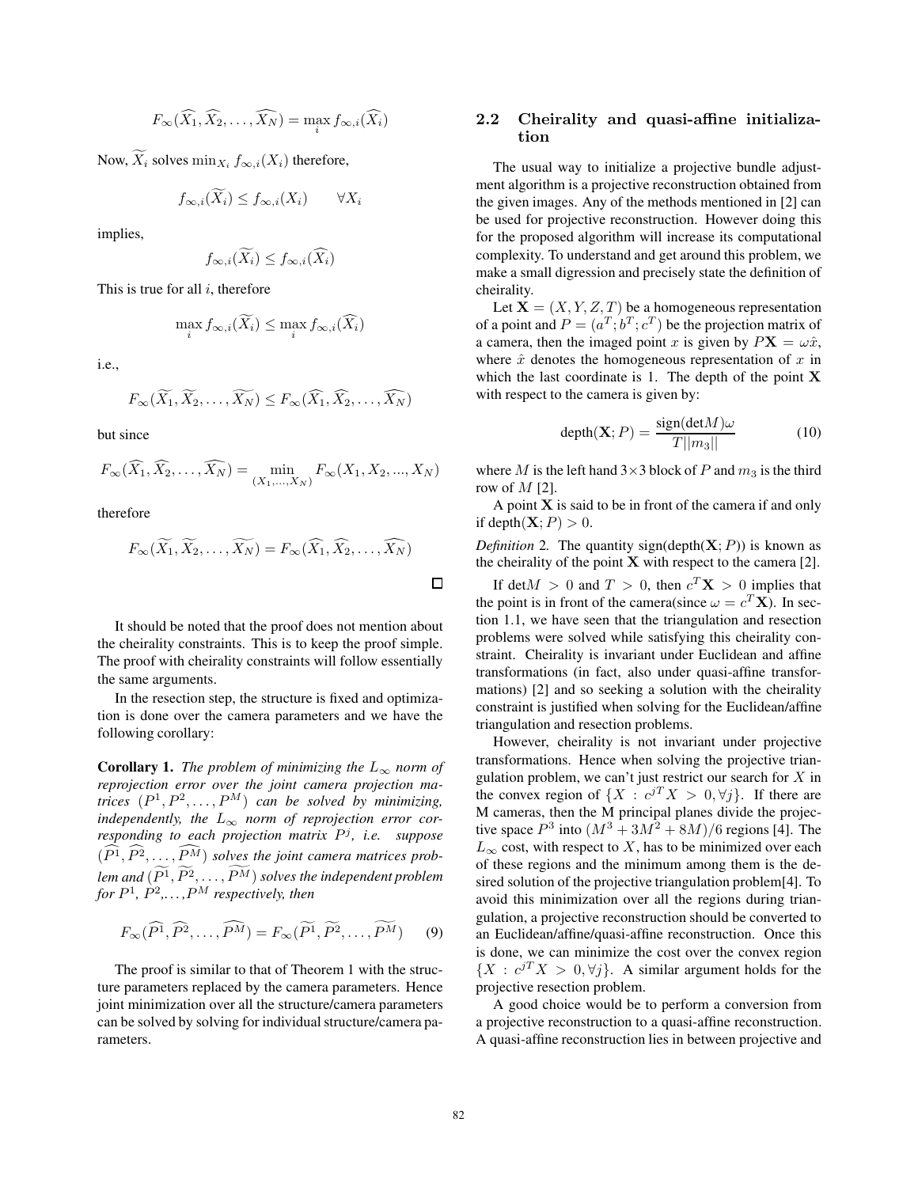$$F_\infty(\widehat{X_1}, \widehat{X_2}, \ldots, \widehat{X_N}) = \max_i f_{\infty,i}(\widehat{X_i})$$

Now, $\widetilde{X_i}$ solves $\min_{X_i} f_{\infty,i}(X_i)$ therefore,

$$f_{\infty,i}(\widetilde{X_i}) \leq f_{\infty,i}(X_i) \qquad \forall X_i$$

implies,

$$f_{\infty,i}(\widetilde{X_i}) \leq f_{\infty,i}(\widehat{X_i})$$

This is true for all $i$, therefore

$$\max_i f_{\infty,i}(\widetilde{X_i}) \leq \max_i f_{\infty,i}(\widehat{X_i})$$

i.e.,

$$F_\infty(\widetilde{X_1}, \widetilde{X_2}, \ldots, \widetilde{X_N}) \leq F_\infty(\widehat{X_1}, \widehat{X_2}, \ldots, \widehat{X_N})$$

but since

$$F_\infty(\widehat{X_1}, \widehat{X_2}, \ldots, \widehat{X_N}) = \min_{(X_1, \ldots, X_N)} F_\infty(X_1, X_2, ..., X_N)$$

therefore

$$F_\infty(\widetilde{X_1}, \widetilde{X_2}, \ldots, \widetilde{X_N}) = F_\infty(\widehat{X_1}, \widehat{X_2}, \ldots, \widehat{X_N})$$

□

It should be noted that the proof does not mention about the cheirality constraints. This is to keep the proof simple. The proof with cheirality constraints will follow essentially the same arguments.

In the resection step, the structure is fixed and optimization is done over the camera parameters and we have the following corollary:

**Corollary 1.** *The problem of minimizing the $L_\infty$ norm of reprojection error over the joint camera projection matrices $(P^1, P^2, \ldots, P^M)$ can be solved by minimizing, independently, the $L_\infty$ norm of reprojection error corresponding to each projection matrix $P^j$, i.e. suppose $(\widehat{P^1}, \widehat{P^2}, \ldots, \widehat{P^M})$ solves the joint camera matrices problem and $(\widetilde{P^1}, \widetilde{P^2}, \ldots, \widetilde{P^M})$ solves the independent problem for $P^1$, $P^2$,..., $P^M$ respectively, then*

$$F_\infty(\widehat{P^1}, \widehat{P^2}, \ldots, \widehat{P^M}) = F_\infty(\widetilde{P^1}, \widetilde{P^2}, \ldots, \widetilde{P^M}) \qquad (9)$$

The proof is similar to that of Theorem 1 with the structure parameters replaced by the camera parameters. Hence joint minimization over all the structure/camera parameters can be solved by solving for individual structure/camera parameters.

## 2.2 Cheirality and quasi-affine initialization

The usual way to initialize a projective bundle adjustment algorithm is a projective reconstruction obtained from the given images. Any of the methods mentioned in [2] can be used for projective reconstruction. However doing this for the proposed algorithm will increase its computational complexity. To understand and get around this problem, we make a small digression and precisely state the definition of cheirality.

Let $\mathbf{X} = (X, Y, Z, T)$ be a homogeneous representation of a point and $P = (a^T; b^T; c^T)$ be the projection matrix of a camera, then the imaged point $x$ is given by $P\mathbf{X} = \omega\hat{x}$, where $\hat{x}$ denotes the homogeneous representation of $x$ in which the last coordinate is 1. The depth of the point $\mathbf{X}$ with respect to the camera is given by:

$$\text{depth}(\mathbf{X}; P) = \frac{\text{sign}(\text{det}M)\omega}{T||m_3||} \qquad (10)$$

where $M$ is the left hand $3\times3$ block of $P$ and $m_3$ is the third row of $M$ [2].

A point $\mathbf{X}$ is said to be in front of the camera if and only if depth$(\mathbf{X}; P) > 0$.

*Definition 2.* The quantity sign(depth($\mathbf{X}; P$)) is known as the cheirality of the point $\mathbf{X}$ with respect to the camera [2].

If $\text{det}M > 0$ and $T > 0$, then $c^T\mathbf{X} > 0$ implies that the point is in front of the camera(since $\omega = c^T\mathbf{X}$). In section 1.1, we have seen that the triangulation and resection problems were solved while satisfying this cheirality constraint. Cheirality is invariant under Euclidean and affine transformations (in fact, also under quasi-affine transformations) [2] and so seeking a solution with the cheirality constraint is justified when solving for the Euclidean/affine triangulation and resection problems.

However, cheirality is not invariant under projective transformations. Hence when solving the projective triangulation problem, we can't just restrict our search for $X$ in the convex region of $\{X : c^{jT}X > 0, \forall j\}$. If there are M cameras, then the M principal planes divide the projective space $P^3$ into $(M^3 + 3M^2 + 8M)/6$ regions [4]. The $L_\infty$ cost, with respect to $X$, has to be minimized over each of these regions and the minimum among them is the desired solution of the projective triangulation problem[4]. To avoid this minimization over all the regions during triangulation, a projective reconstruction should be converted to an Euclidean/affine/quasi-affine reconstruction. Once this is done, we can minimize the cost over the convex region $\{X : c^{jT}X > 0, \forall j\}$. A similar argument holds for the projective resection problem.

A good choice would be to perform a conversion from a projective reconstruction to a quasi-affine reconstruction. A quasi-affine reconstruction lies in between projective and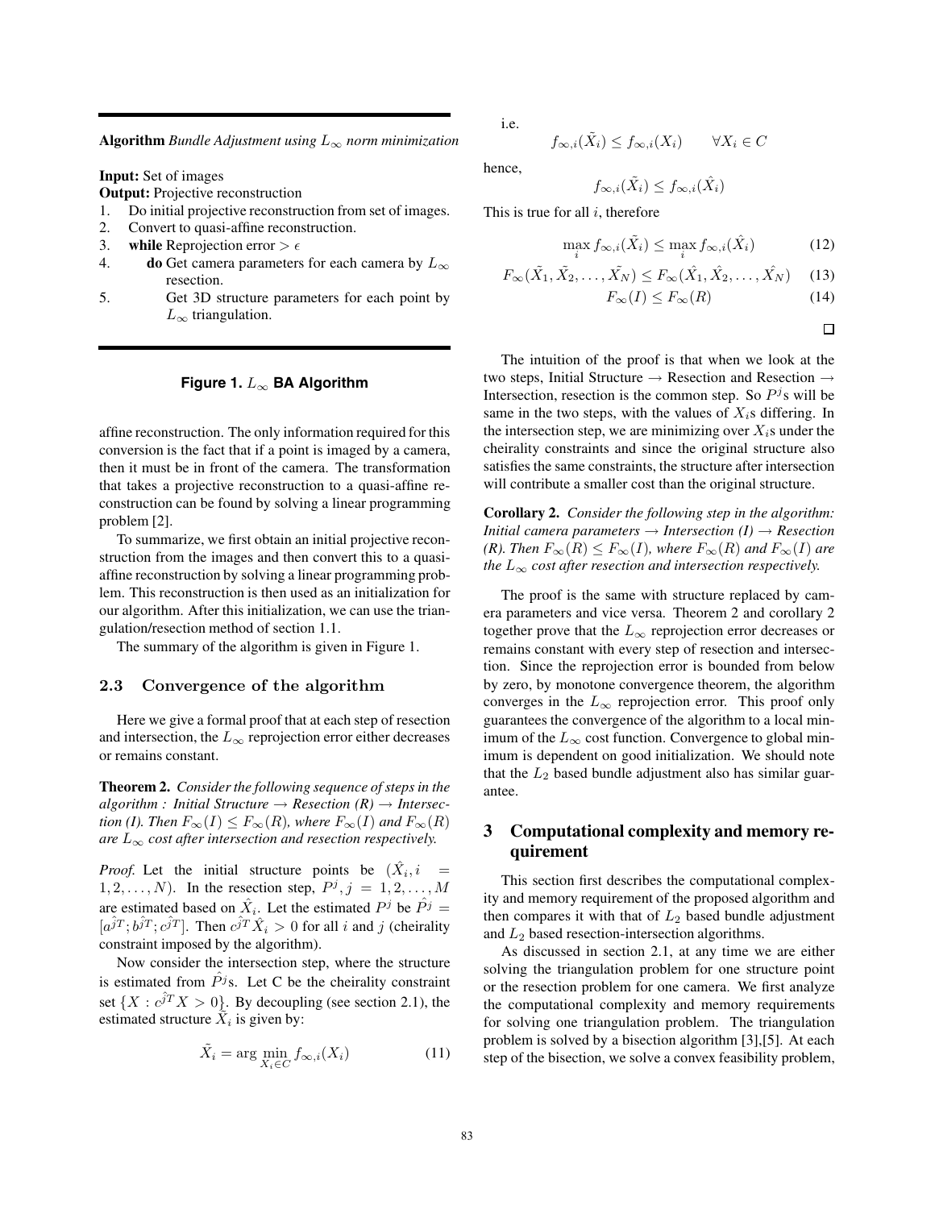**Algorithm** *Bundle Adjustment using $L_\infty$ norm minimization*

**Input:** Set of images
**Output:** Projective reconstruction

1. Do initial projective reconstruction from set of images.
2. Convert to quasi-affine reconstruction.
3. **while** Reprojection error $> \epsilon$
4. **do** Get camera parameters for each camera by $L_\infty$ resection.
5. Get 3D structure parameters for each point by $L_\infty$ triangulation.

**Figure 1.** $L_\infty$ **BA Algorithm**

affine reconstruction. The only information required for this conversion is the fact that if a point is imaged by a camera, then it must be in front of the camera. The transformation that takes a projective reconstruction to a quasi-affine reconstruction can be found by solving a linear programming problem [2].

To summarize, we first obtain an initial projective reconstruction from the images and then convert this to a quasi-affine reconstruction by solving a linear programming problem. This reconstruction is then used as an initialization for our algorithm. After this initialization, we can use the triangulation/resection method of section 1.1.

The summary of the algorithm is given in Figure 1.

### 2.3 Convergence of the algorithm

Here we give a formal proof that at each step of resection and intersection, the $L_\infty$ reprojection error either decreases or remains constant.

**Theorem 2.** *Consider the following sequence of steps in the algorithm : Initial Structure → Resection (R) → Intersection (I). Then $F_\infty(I) \leq F_\infty(R)$, where $F_\infty(I)$ and $F_\infty(R)$ are $L_\infty$ cost after intersection and resection respectively.*

*Proof.* Let the initial structure points be $(\hat{X}_i, i = 1, 2, \ldots, N)$. In the resection step, $P^j, j = 1, 2, \ldots, M$ are estimated based on $\hat{X}_i$. Let the estimated $P^j$ be $\hat{P}^j = [a^{\hat{j}T}; b^{\hat{j}T}; c^{\hat{j}T}]$. Then $c^{\hat{j}T}\hat{X}_i > 0$ for all $i$ and $j$ (cheirality constraint imposed by the algorithm).

Now consider the intersection step, where the structure is estimated from $\hat{P}^j$s. Let C be the cheirality constraint set $\{X : c^{\hat{j}T}X > 0\}$. By decoupling (see section 2.1), the estimated structure $\tilde{X}_i$ is given by:

$$\tilde{X}_i = \arg\min_{X_i \in C} f_{\infty,i}(X_i) \tag{11}$$

i.e.

$$f_{\infty,i}(\tilde{X}_i) \leq f_{\infty,i}(X_i) \qquad \forall X_i \in C$$

hence,

$$f_{\infty,i}(\tilde{X}_i) \leq f_{\infty,i}(\hat{X}_i)$$

This is true for all $i$, therefore

$$\max_i f_{\infty,i}(\tilde{X}_i) \leq \max_i f_{\infty,i}(\hat{X}_i) \tag{12}$$

$$F_\infty(\tilde{X_1}, \tilde{X_2}, \ldots, \tilde{X_N}) \leq F_\infty(\hat{X_1}, \hat{X_2}, \ldots, \hat{X_N}) \tag{13}$$

$$F_\infty(I) \leq F_\infty(R) \tag{14}$$

□

The intuition of the proof is that when we look at the two steps, Initial Structure → Resection and Resection → Intersection, resection is the common step. So $P^j$s will be same in the two steps, with the values of $X_i$s differing. In the intersection step, we are minimizing over $X_i$s under the cheirality constraints and since the original structure also satisfies the same constraints, the structure after intersection will contribute a smaller cost than the original structure.

**Corollary 2.** *Consider the following step in the algorithm: Initial camera parameters → Intersection (I) → Resection (R). Then $F_\infty(R) \leq F_\infty(I)$, where $F_\infty(R)$ and $F_\infty(I)$ are the $L_\infty$ cost after resection and intersection respectively.*

The proof is the same with structure replaced by camera parameters and vice versa. Theorem 2 and corollary 2 together prove that the $L_\infty$ reprojection error decreases or remains constant with every step of resection and intersection. Since the reprojection error is bounded from below by zero, by monotone convergence theorem, the algorithm converges in the $L_\infty$ reprojection error. This proof only guarantees the convergence of the algorithm to a local minimum of the $L_\infty$ cost function. Convergence to global minimum is dependent on good initialization. We should note that the $L_2$ based bundle adjustment also has similar guarantee.

## 3 Computational complexity and memory requirement

This section first describes the computational complexity and memory requirement of the proposed algorithm and then compares it with that of $L_2$ based bundle adjustment and $L_2$ based resection-intersection algorithms.

As discussed in section 2.1, at any time we are either solving the triangulation problem for one structure point or the resection problem for one camera. We first analyze the computational complexity and memory requirements for solving one triangulation problem. The triangulation problem is solved by a bisection algorithm [3],[5]. At each step of the bisection, we solve a convex feasibility problem,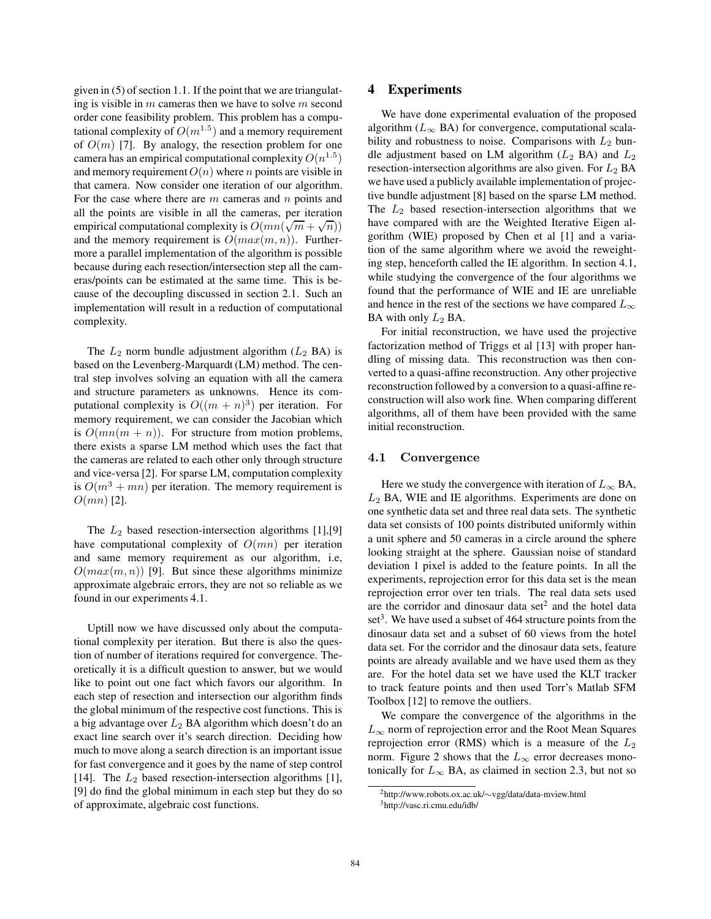given in (5) of section 1.1. If the point that we are triangulating is visible in $m$ cameras then we have to solve $m$ second order cone feasibility problem. This problem has a computational complexity of $O(m^{1.5})$ and a memory requirement of $O(m)$ [7]. By analogy, the resection problem for one camera has an empirical computational complexity $O(n^{1.5})$ and memory requirement $O(n)$ where $n$ points are visible in that camera. Now consider one iteration of our algorithm. For the case where there are $m$ cameras and $n$ points and all the points are visible in all the cameras, per iteration empirical computational complexity is $O(mn(\sqrt{m} + \sqrt{n}))$ and the memory requirement is $O(max(m, n))$. Furthermore a parallel implementation of the algorithm is possible because during each resection/intersection step all the cameras/points can be estimated at the same time. This is because of the decoupling discussed in section 2.1. Such an implementation will result in a reduction of computational complexity.

The $L_2$ norm bundle adjustment algorithm ($L_2$ BA) is based on the Levenberg-Marquardt (LM) method. The central step involves solving an equation with all the camera and structure parameters as unknowns. Hence its computational complexity is $O((m + n)^3)$ per iteration. For memory requirement, we can consider the Jacobian which is $O(mn(m + n))$. For structure from motion problems, there exists a sparse LM method which uses the fact that the cameras are related to each other only through structure and vice-versa [2]. For sparse LM, computation complexity is $O(m^3 + mn)$ per iteration. The memory requirement is $O(mn)$ [2].

The $L_2$ based resection-intersection algorithms [1],[9] have computational complexity of $O(mn)$ per iteration and same memory requirement as our algorithm, i.e, $O(max(m, n))$ [9]. But since these algorithms minimize approximate algebraic errors, they are not so reliable as we found in our experiments 4.1.

Uptill now we have discussed only about the computational complexity per iteration. But there is also the question of number of iterations required for convergence. Theoretically it is a difficult question to answer, but we would like to point out one fact which favors our algorithm. In each step of resection and intersection our algorithm finds the global minimum of the respective cost functions. This is a big advantage over $L_2$ BA algorithm which doesn't do an exact line search over it's search direction. Deciding how much to move along a search direction is an important issue for fast convergence and it goes by the name of step control [14]. The $L_2$ based resection-intersection algorithms [1], [9] do find the global minimum in each step but they do so of approximate, algebraic cost functions.

# 4 Experiments

We have done experimental evaluation of the proposed algorithm ($L_\infty$ BA) for convergence, computational scalability and robustness to noise. Comparisons with $L_2$ bundle adjustment based on LM algorithm ($L_2$ BA) and $L_2$ resection-intersection algorithms are also given. For $L_2$ BA we have used a publicly available implementation of projective bundle adjustment [8] based on the sparse LM method. The $L_2$ based resection-intersection algorithms that we have compared with are the Weighted Iterative Eigen algorithm (WIE) proposed by Chen et al [1] and a variation of the same algorithm where we avoid the reweighting step, henceforth called the IE algorithm. In section 4.1, while studying the convergence of the four algorithms we found that the performance of WIE and IE are unreliable and hence in the rest of the sections we have compared $L_\infty$ BA with only $L_2$ BA.

For initial reconstruction, we have used the projective factorization method of Triggs et al [13] with proper handling of missing data. This reconstruction was then converted to a quasi-affine reconstruction. Any other projective reconstruction followed by a conversion to a quasi-affine reconstruction will also work fine. When comparing different algorithms, all of them have been provided with the same initial reconstruction.

## 4.1 Convergence

Here we study the convergence with iteration of $L_\infty$ BA, $L_2$ BA, WIE and IE algorithms. Experiments are done on one synthetic data set and three real data sets. The synthetic data set consists of 100 points distributed uniformly within a unit sphere and 50 cameras in a circle around the sphere looking straight at the sphere. Gaussian noise of standard deviation 1 pixel is added to the feature points. In all the experiments, reprojection error for this data set is the mean reprojection error over ten trials. The real data sets used are the corridor and dinosaur data set[2] and the hotel data set[3]. We have used a subset of 464 structure points from the dinosaur data set and a subset of 60 views from the hotel data set. For the corridor and the dinosaur data sets, feature points are already available and we have used them as they are. For the hotel data set we have used the KLT tracker to track feature points and then used Torr's Matlab SFM Toolbox [12] to remove the outliers.

We compare the convergence of the algorithms in the $L_\infty$ norm of reprojection error and the Root Mean Squares reprojection error (RMS) which is a measure of the $L_2$ norm. Figure 2 shows that the $L_\infty$ error decreases monotonically for $L_\infty$ BA, as claimed in section 2.3, but not so

[2] http://www.robots.ox.ac.uk/∼vgg/data/data-mview.html

[3] http://vasc.ri.cmu.edu/idb/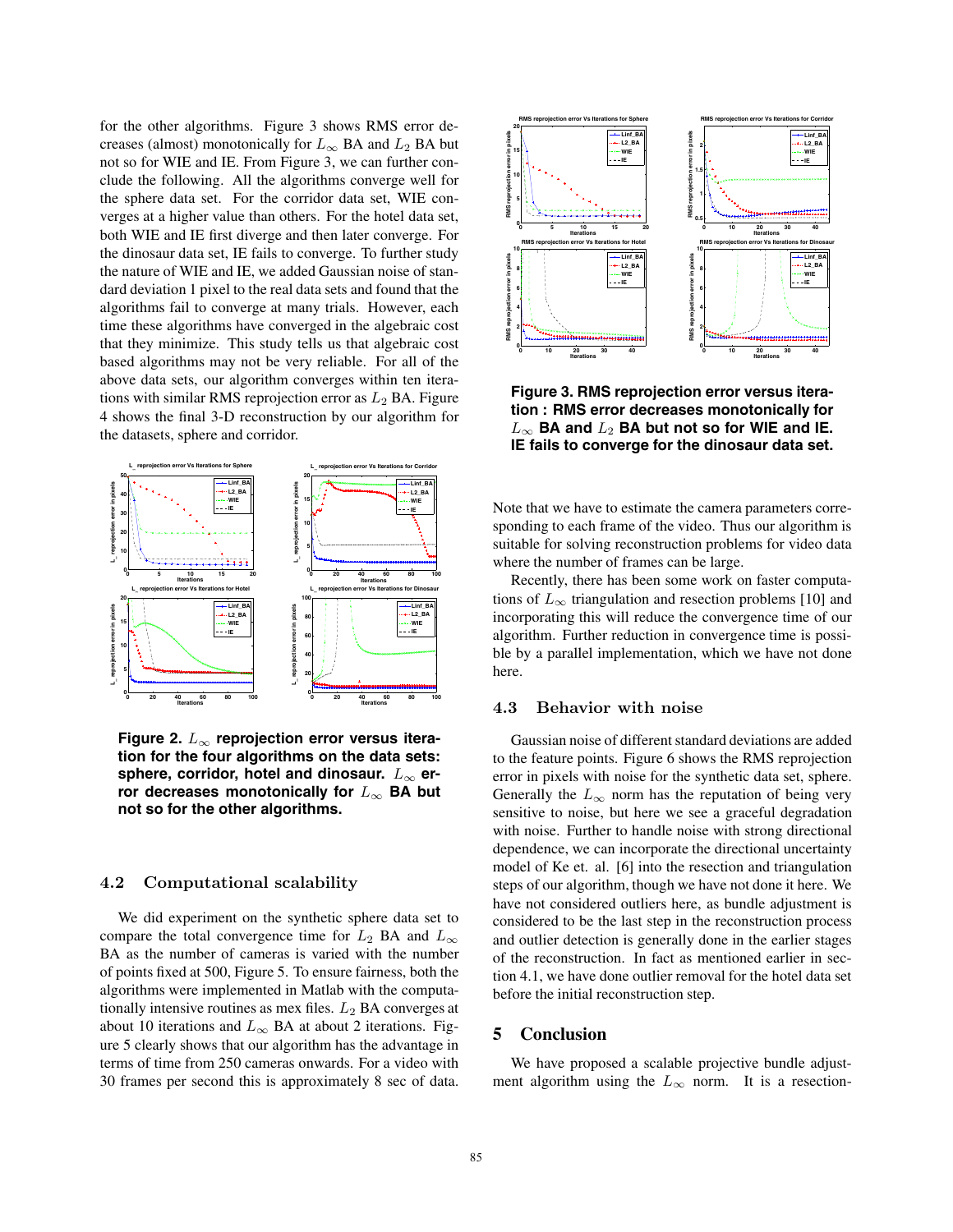for the other algorithms. Figure 3 shows RMS error decreases (almost) monotonically for $L_\infty$ BA and $L_2$ BA but not so for WIE and IE. From Figure 3, we can further conclude the following. All the algorithms converge well for the sphere data set. For the corridor data set, WIE converges at a higher value than others. For the hotel data set, both WIE and IE first diverge and then later converge. For the dinosaur data set, IE fails to converge. To further study the nature of WIE and IE, we added Gaussian noise of standard deviation 1 pixel to the real data sets and found that the algorithms fail to converge at many trials. However, each time these algorithms have converged in the algebraic cost that they minimize. This study tells us that algebraic cost based algorithms may not be very reliable. For all of the above data sets, our algorithm converges within ten iterations with similar RMS reprojection error as $L_2$ BA. Figure 4 shows the final 3-D reconstruction by our algorithm for the datasets, sphere and corridor.

**Figure 2. $L_\infty$ reprojection error versus iteration for the four algorithms on the data sets: sphere, corridor, hotel and dinosaur. $L_\infty$ error decreases monotonically for $L_\infty$ BA but not so for the other algorithms.**

## 4.2 Computational scalability

We did experiment on the synthetic sphere data set to compare the total convergence time for $L_2$ BA and $L_\infty$ BA as the number of cameras is varied with the number of points fixed at 500, Figure 5. To ensure fairness, both the algorithms were implemented in Matlab with the computationally intensive routines as mex files. $L_2$ BA converges at about 10 iterations and $L_\infty$ BA at about 2 iterations. Figure 5 clearly shows that our algorithm has the advantage in terms of time from 250 cameras onwards. For a video with 30 frames per second this is approximately 8 sec of data.

**Figure 3. RMS reprojection error versus iteration : RMS error decreases monotonically for $L_\infty$ BA and $L_2$ BA but not so for WIE and IE. IE fails to converge for the dinosaur data set.**

Note that we have to estimate the camera parameters corresponding to each frame of the video. Thus our algorithm is suitable for solving reconstruction problems for video data where the number of frames can be large.

Recently, there has been some work on faster computations of $L_\infty$ triangulation and resection problems [10] and incorporating this will reduce the convergence time of our algorithm. Further reduction in convergence time is possible by a parallel implementation, which we have not done here.

## 4.3 Behavior with noise

Gaussian noise of different standard deviations are added to the feature points. Figure 6 shows the RMS reprojection error in pixels with noise for the synthetic data set, sphere. Generally the $L_\infty$ norm has the reputation of being very sensitive to noise, but here we see a graceful degradation with noise. Further to handle noise with strong directional dependence, we can incorporate the directional uncertainty model of Ke et. al. [6] into the resection and triangulation steps of our algorithm, though we have not done it here. We have not considered outliers here, as bundle adjustment is considered to be the last step in the reconstruction process and outlier detection is generally done in the earlier stages of the reconstruction. In fact as mentioned earlier in section 4.1, we have done outlier removal for the hotel data set before the initial reconstruction step.

# 5 Conclusion

We have proposed a scalable projective bundle adjustment algorithm using the $L_\infty$ norm. It is a resection-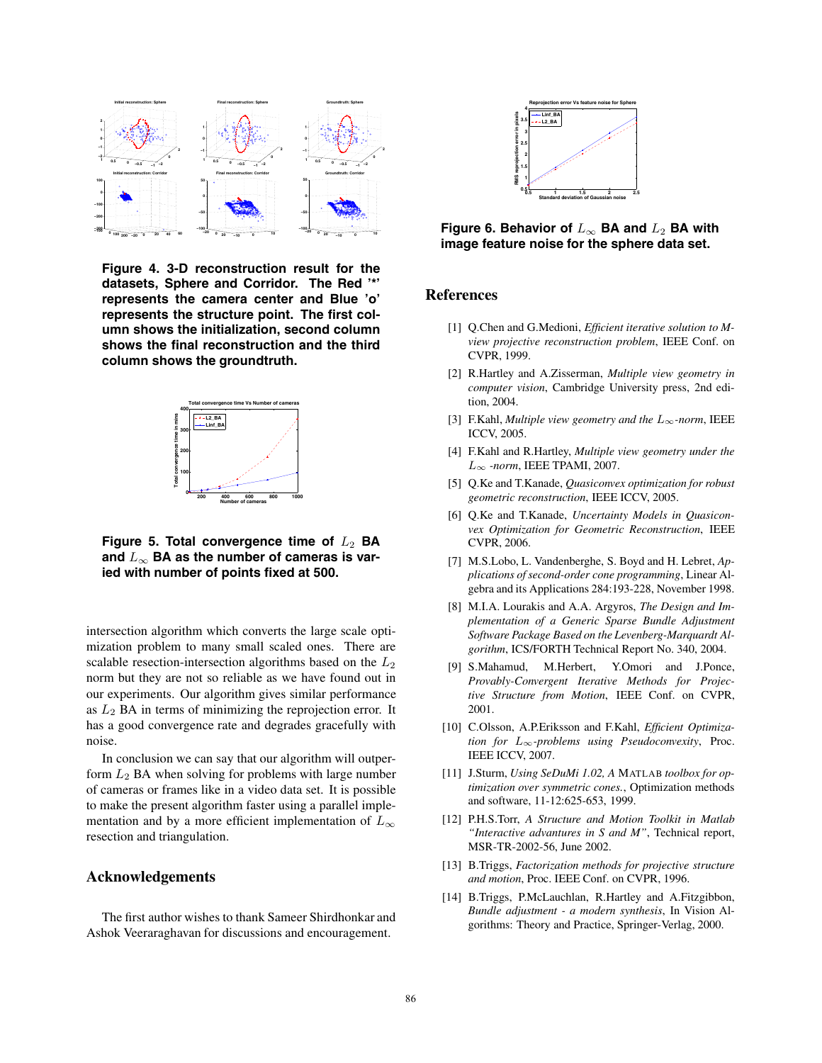Initial reconstruction: Sphere

Final reconstruction: Sphere

Groundtruth: Sphere

Initial reconstruction: Corridor

Final reconstruction: Corridor

Groundtruth: Corridor

**Figure 4. 3-D reconstruction result for the datasets, Sphere and Corridor. The Red '*' represents the camera center and Blue 'o' represents the structure point. The first column shows the initialization, second column shows the final reconstruction and the third column shows the groundtruth.**

Total convergence time Vs Number of cameras

L2_BA

Linf_BA

Total convergence time in mins

Number of cameras

**Figure 5. Total convergence time of $L_2$ BA and $L_\infty$ BA as the number of cameras is varied with number of points fixed at 500.**

intersection algorithm which converts the large scale optimization problem to many small scaled ones. There are scalable resection-intersection algorithms based on the $L_2$ norm but they are not so reliable as we have found out in our experiments. Our algorithm gives similar performance as $L_2$ BA in terms of minimizing the reprojection error. It has a good convergence rate and degrades gracefully with noise.

In conclusion we can say that our algorithm will outperform $L_2$ BA when solving for problems with large number of cameras or frames like in a video data set. It is possible to make the present algorithm faster using a parallel implementation and by a more efficient implementation of $L_\infty$ resection and triangulation.

## Acknowledgements

The first author wishes to thank Sameer Shirdhonkar and Ashok Veeraraghavan for discussions and encouragement.

Reprojection error Vs feature noise for Sphere

Linf_BA

L2_BA

RMS reprojection error in pixels

Standard deviation of Gaussian noise

**Figure 6. Behavior of $L_\infty$ BA and $L_2$ BA with image feature noise for the sphere data set.**

## References

[1] Q.Chen and G.Medioni, *Efficient iterative solution to M-view projective reconstruction problem*, IEEE Conf. on CVPR, 1999.

[2] R.Hartley and A.Zisserman, *Multiple view geometry in computer vision*, Cambridge University press, 2nd edition, 2004.

[3] F.Kahl, *Multiple view geometry and the $L_\infty$-norm*, IEEE ICCV, 2005.

[4] F.Kahl and R.Hartley, *Multiple view geometry under the $L_\infty$ -norm*, IEEE TPAMI, 2007.

[5] Q.Ke and T.Kanade, *Quasiconvex optimization for robust geometric reconstruction*, IEEE ICCV, 2005.

[6] Q.Ke and T.Kanade, *Uncertainty Models in Quasiconvex Optimization for Geometric Reconstruction*, IEEE CVPR, 2006.

[7] M.S.Lobo, L. Vandenberghe, S. Boyd and H. Lebret, *Applications of second-order cone programming*, Linear Algebra and its Applications 284:193-228, November 1998.

[8] M.I.A. Lourakis and A.A. Argyros, *The Design and Implementation of a Generic Sparse Bundle Adjustment Software Package Based on the Levenberg-Marquardt Algorithm*, ICS/FORTH Technical Report No. 340, 2004.

[9] S.Mahamud, M.Herbert, Y.Omori and J.Ponce, *Provably-Convergent Iterative Methods for Projective Structure from Motion*, IEEE Conf. on CVPR, 2001.

[10] C.Olsson, A.P.Eriksson and F.Kahl, *Efficient Optimization for $L_\infty$-problems using Pseudoconvexity*, Proc. IEEE ICCV, 2007.

[11] J.Sturm, *Using SeDuMi 1.02, A* MATLAB *toolbox for optimization over symmetric cones.*, Optimization methods and software, 11-12:625-653, 1999.

[12] P.H.S.Torr, *A Structure and Motion Toolkit in Matlab "Interactive advantures in S and M"*, Technical report, MSR-TR-2002-56, June 2002.

[13] B.Triggs, *Factorization methods for projective structure and motion*, Proc. IEEE Conf. on CVPR, 1996.

[14] B.Triggs, P.McLauchlan, R.Hartley and A.Fitzgibbon, *Bundle adjustment - a modern synthesis*, In Vision Algorithms: Theory and Practice, Springer-Verlag, 2000.